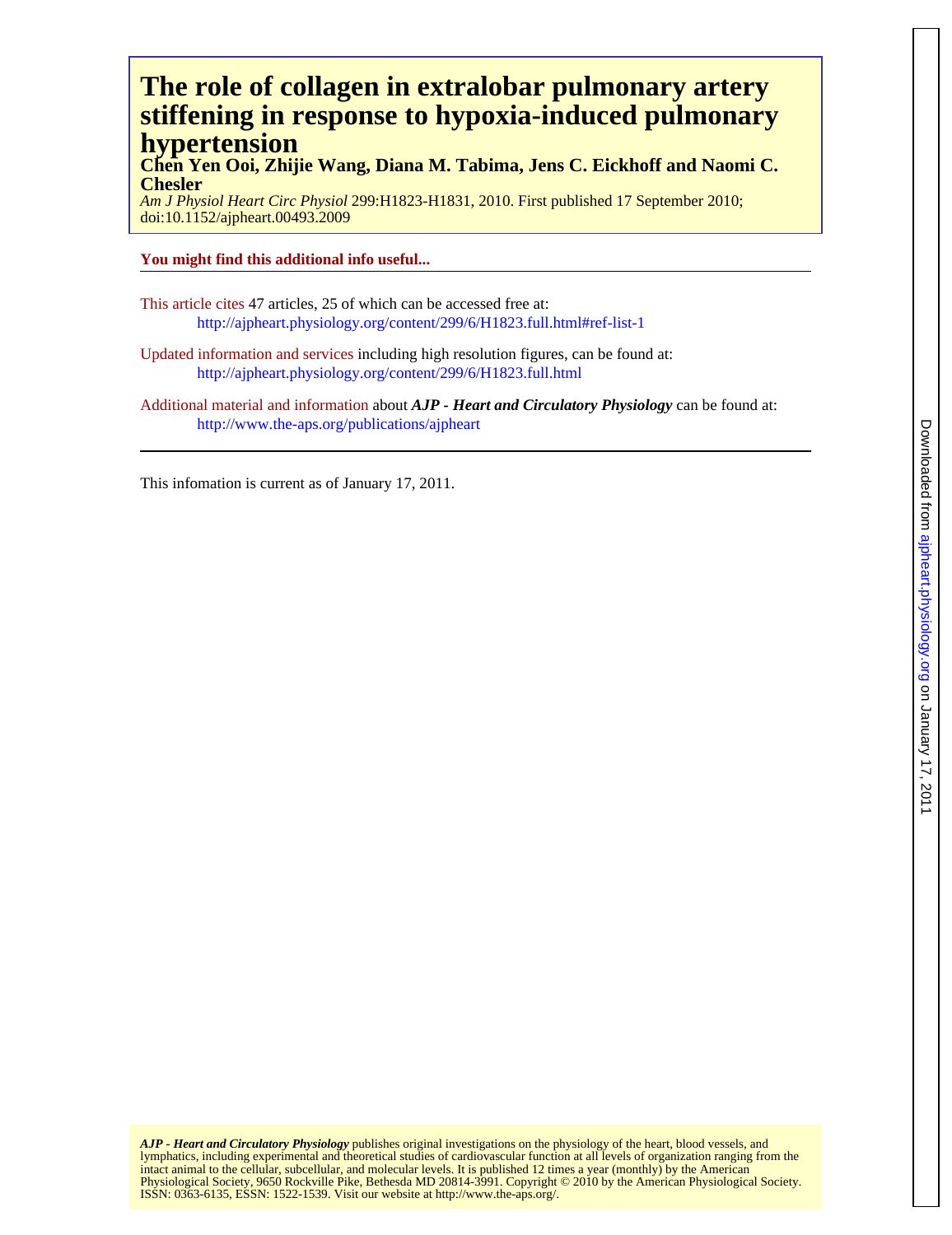# The role of collagen in extralobar pulmonary artery stiffening in response to hypoxia-induced pulmonary hypertension

**Chen Yen Ooi, Zhijie Wang, Diana M. Tabima, Jens C. Eickhoff and Naomi C. Chesler**

*Am J Physiol Heart Circ Physiol* 299:H1823-H1831, 2010. First published 17 September 2010; doi:10.1152/ajpheart.00493.2009

**You might find this additional info useful...**

This article cites 47 articles, 25 of which can be accessed free at:
http://ajpheart.physiology.org/content/299/6/H1823.full.html#ref-list-1

Updated information and services including high resolution figures, can be found at:
http://ajpheart.physiology.org/content/299/6/H1823.full.html

Additional material and information about ***AJP - Heart and Circulatory Physiology*** can be found at:
http://www.the-aps.org/publications/ajpheart

This infomation is current as of January 17, 2011.

***AJP - Heart and Circulatory Physiology*** publishes original investigations on the physiology of the heart, blood vessels, and lymphatics, including experimental and theoretical studies of cardiovascular function at all levels of organization ranging from the intact animal to the cellular, subcellular, and molecular levels. It is published 12 times a year (monthly) by the American Physiological Society, 9650 Rockville Pike, Bethesda MD 20814-3991. Copyright © 2010 by the American Physiological Society. ISSN: 0363-6135, ESSN: 1522-1539. Visit our website at http://www.the-aps.org/.

Downloaded from ajpheart.physiology.org on January 17, 2011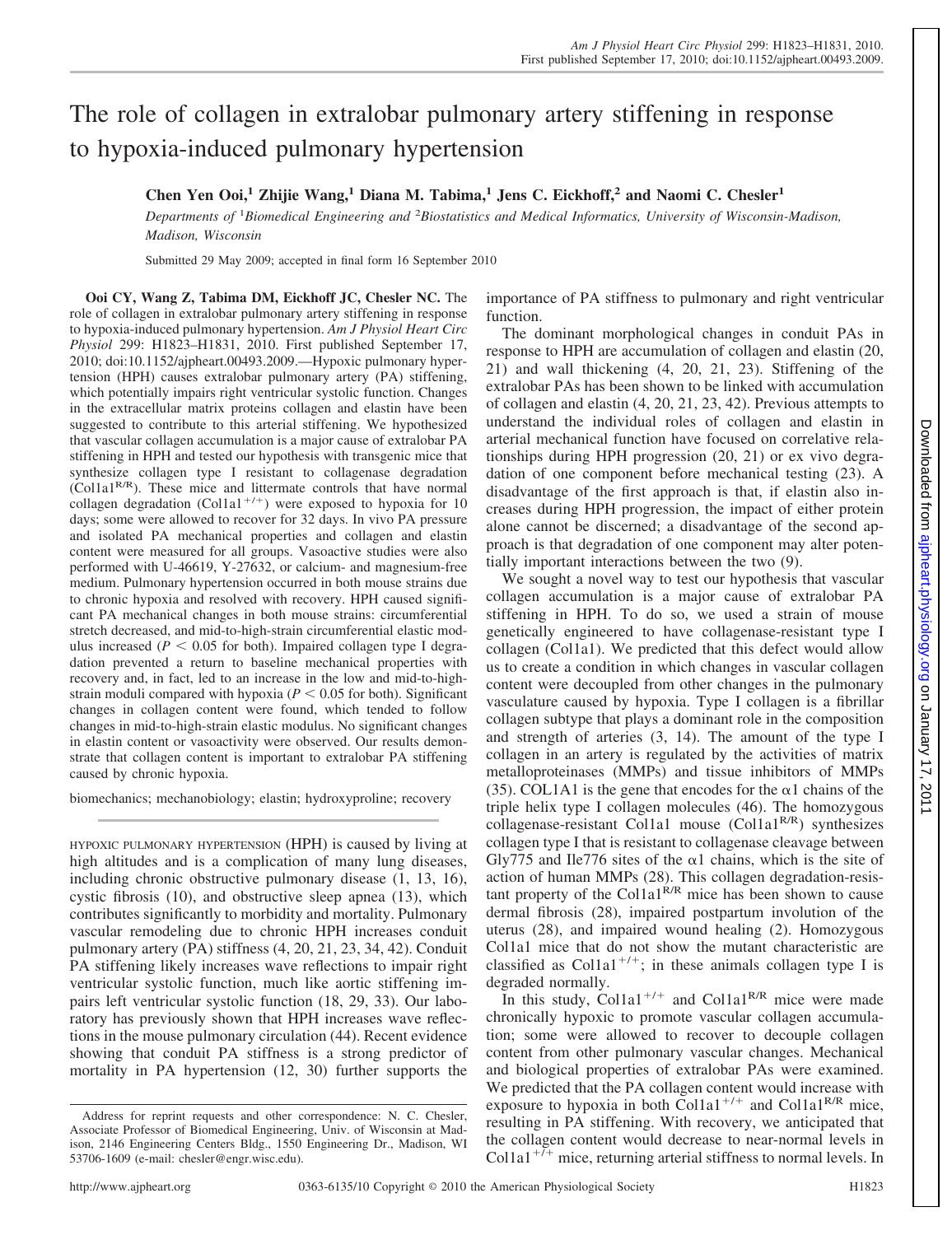# The role of collagen in extralobar pulmonary artery stiffening in response to hypoxia-induced pulmonary hypertension

**Chen Yen Ooi,[1] Zhijie Wang,[1] Diana M. Tabima,[1] Jens C. Eickhoff,[2] and Naomi C. Chesler[1]**

*Departments of [1]Biomedical Engineering and [2]Biostatistics and Medical Informatics, University of Wisconsin-Madison, Madison, Wisconsin*

Submitted 29 May 2009; accepted in final form 16 September 2010

**Ooi CY, Wang Z, Tabima DM, Eickhoff JC, Chesler NC.** The role of collagen in extralobar pulmonary artery stiffening in response to hypoxia-induced pulmonary hypertension. *Am J Physiol Heart Circ Physiol* 299: H1823–H1831, 2010. First published September 17, 2010; doi:10.1152/ajpheart.00493.2009.—Hypoxic pulmonary hypertension (HPH) causes extralobar pulmonary artery (PA) stiffening, which potentially impairs right ventricular systolic function. Changes in the extracellular matrix proteins collagen and elastin have been suggested to contribute to this arterial stiffening. We hypothesized that vascular collagen accumulation is a major cause of extralobar PA stiffening in HPH and tested our hypothesis with transgenic mice that synthesize collagen type I resistant to collagenase degradation ($Col1a1^{R/R}$). These mice and littermate controls that have normal collagen degradation ($Col1a1^{+/+}$) were exposed to hypoxia for 10 days; some were allowed to recover for 32 days. In vivo PA pressure and isolated PA mechanical properties and collagen and elastin content were measured for all groups. Vasoactive studies were also performed with U-46619, Y-27632, or calcium- and magnesium-free medium. Pulmonary hypertension occurred in both mouse strains due to chronic hypoxia and resolved with recovery. HPH caused significant PA mechanical changes in both mouse strains: circumferential stretch decreased, and mid-to-high-strain circumferential elastic modulus increased ($P < 0.05$ for both). Impaired collagen type I degradation prevented a return to baseline mechanical properties with recovery and, in fact, led to an increase in the low and mid-to-high-strain moduli compared with hypoxia ($P < 0.05$ for both). Significant changes in collagen content were found, which tended to follow changes in mid-to-high-strain elastic modulus. No significant changes in elastin content or vasoactivity were observed. Our results demonstrate that collagen content is important to extralobar PA stiffening caused by chronic hypoxia.

biomechanics; mechanobiology; elastin; hydroxyproline; recovery

HYPOXIC PULMONARY HYPERTENSION (HPH) is caused by living at high altitudes and is a complication of many lung diseases, including chronic obstructive pulmonary disease (1, 13, 16), cystic fibrosis (10), and obstructive sleep apnea (13), which contributes significantly to morbidity and mortality. Pulmonary vascular remodeling due to chronic HPH increases conduit pulmonary artery (PA) stiffness (4, 20, 21, 23, 34, 42). Conduit PA stiffening likely increases wave reflections to impair right ventricular systolic function, much like aortic stiffening impairs left ventricular systolic function (18, 29, 33). Our laboratory has previously shown that HPH increases wave reflections in the mouse pulmonary circulation (44). Recent evidence showing that conduit PA stiffness is a strong predictor of mortality in PA hypertension (12, 30) further supports the importance of PA stiffness to pulmonary and right ventricular function.

The dominant morphological changes in conduit PAs in response to HPH are accumulation of collagen and elastin (20, 21) and wall thickening (4, 20, 21, 23). Stiffening of the extralobar PAs has been shown to be linked with accumulation of collagen and elastin (4, 20, 21, 23, 42). Previous attempts to understand the individual roles of collagen and elastin in arterial mechanical function have focused on correlative relationships during HPH progression (20, 21) or ex vivo degradation of one component before mechanical testing (23). A disadvantage of the first approach is that, if elastin also increases during HPH progression, the impact of either protein alone cannot be discerned; a disadvantage of the second approach is that degradation of one component may alter potentially important interactions between the two (9).

We sought a novel way to test our hypothesis that vascular collagen accumulation is a major cause of extralobar PA stiffening in HPH. To do so, we used a strain of mouse genetically engineered to have collagenase-resistant type I collagen (Col1a1). We predicted that this defect would allow us to create a condition in which changes in vascular collagen content were decoupled from other changes in the pulmonary vasculature caused by hypoxia. Type I collagen is a fibrillar collagen subtype that plays a dominant role in the composition and strength of arteries (3, 14). The amount of the type I collagen in an artery is regulated by the activities of matrix metalloproteinases (MMPs) and tissue inhibitors of MMPs (35). COL1A1 is the gene that encodes for the α1 chains of the triple helix type I collagen molecules (46). The homozygous collagenase-resistant Col1a1 mouse ($Col1a1^{R/R}$) synthesizes collagen type I that is resistant to collagenase cleavage between Gly775 and Ile776 sites of the α1 chains, which is the site of action of human MMPs (28). This collagen degradation-resistant property of the $Col1a1^{R/R}$ mice has been shown to cause dermal fibrosis (28), impaired postpartum involution of the uterus (28), and impaired wound healing (2). Homozygous Col1a1 mice that do not show the mutant characteristic are classified as $Col1a1^{+/+}$; in these animals collagen type I is degraded normally.

In this study, $Col1a1^{+/+}$ and $Col1a1^{R/R}$ mice were made chronically hypoxic to promote vascular collagen accumulation; some were allowed to recover to decouple collagen content from other pulmonary vascular changes. Mechanical and biological properties of extralobar PAs were examined. We predicted that the PA collagen content would increase with exposure to hypoxia in both $Col1a1^{+/+}$ and $Col1a1^{R/R}$ mice, resulting in PA stiffening. With recovery, we anticipated that the collagen content would decrease to near-normal levels in $Col1a1^{+/+}$ mice, returning arterial stiffness to normal levels. In

Address for reprint requests and other correspondence: N. C. Chesler, Associate Professor of Biomedical Engineering, Univ. of Wisconsin at Madison, 2146 Engineering Centers Bldg., 1550 Engineering Dr., Madison, WI 53706-1609 (e-mail: chesler@engr.wisc.edu).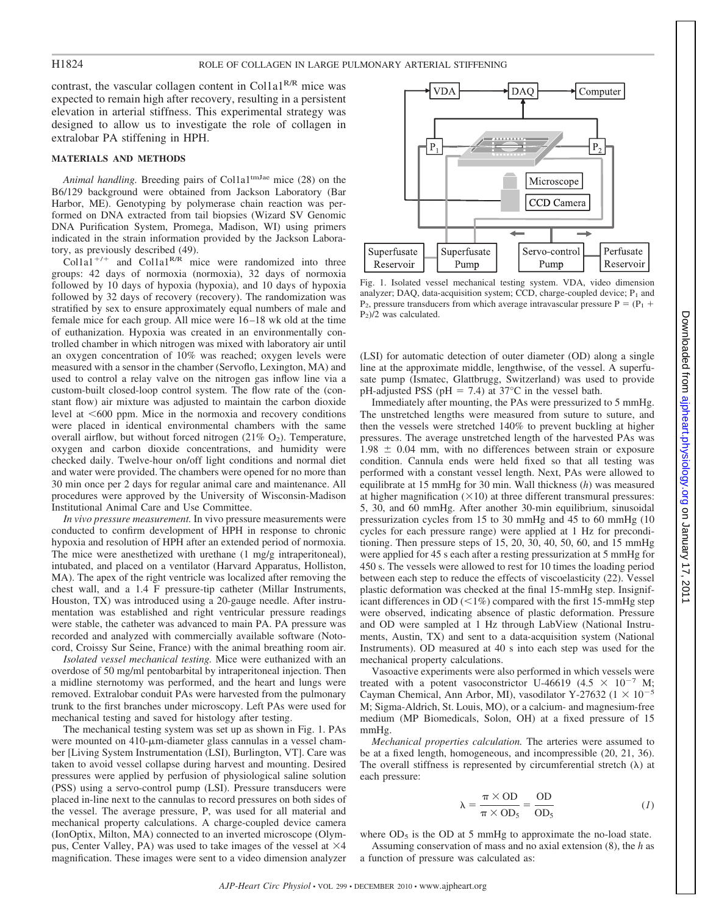contrast, the vascular collagen content in Col1a1$^{R/R}$ mice was expected to remain high after recovery, resulting in a persistent elevation in arterial stiffness. This experimental strategy was designed to allow us to investigate the role of collagen in extralobar PA stiffening in HPH.

## MATERIALS AND METHODS

*Animal handling.* Breeding pairs of Col1a1$^{tmJae}$ mice (28) on the B6/129 background were obtained from Jackson Laboratory (Bar Harbor, ME). Genotyping by polymerase chain reaction was performed on DNA extracted from tail biopsies (Wizard SV Genomic DNA Purification System, Promega, Madison, WI) using primers indicated in the strain information provided by the Jackson Laboratory, as previously described (49).

Col1a1$^{+/+}$ and Col1a1$^{R/R}$ mice were randomized into three groups: 42 days of normoxia (normoxia), 32 days of normoxia followed by 10 days of hypoxia (hypoxia), and 10 days of hypoxia followed by 32 days of recovery (recovery). The randomization was stratified by sex to ensure approximately equal numbers of male and female mice for each group. All mice were 16–18 wk old at the time of euthanization. Hypoxia was created in an environmentally controlled chamber in which nitrogen was mixed with laboratory air until an oxygen concentration of 10% was reached; oxygen levels were measured with a sensor in the chamber (Servoflo, Lexington, MA) and used to control a relay valve on the nitrogen gas inflow line via a custom-built closed-loop control system. The flow rate of the (constant flow) air mixture was adjusted to maintain the carbon dioxide level at <600 ppm. Mice in the normoxia and recovery conditions were placed in identical environmental chambers with the same overall airflow, but without forced nitrogen (21% $O_2$). Temperature, oxygen and carbon dioxide concentrations, and humidity were checked daily. Twelve-hour on/off light conditions and normal diet and water were provided. The chambers were opened for no more than 30 min once per 2 days for regular animal care and maintenance. All procedures were approved by the University of Wisconsin-Madison Institutional Animal Care and Use Committee.

*In vivo pressure measurement.* In vivo pressure measurements were conducted to confirm development of HPH in response to chronic hypoxia and resolution of HPH after an extended period of normoxia. The mice were anesthetized with urethane (1 mg/g intraperitoneal), intubated, and placed on a ventilator (Harvard Apparatus, Holliston, MA). The apex of the right ventricle was localized after removing the chest wall, and a 1.4 F pressure-tip catheter (Millar Instruments, Houston, TX) was introduced using a 20-gauge needle. After instrumentation was established and right ventricular pressure readings were stable, the catheter was advanced to main PA. PA pressure was recorded and analyzed with commercially available software (Notocord, Croissy Sur Seine, France) with the animal breathing room air.

*Isolated vessel mechanical testing.* Mice were euthanized with an overdose of 50 mg/ml pentobarbital by intraperitoneal injection. Then a midline sternotomy was performed, and the heart and lungs were removed. Extralobar conduit PAs were harvested from the pulmonary trunk to the first branches under microscopy. Left PAs were used for mechanical testing and saved for histology after testing.

The mechanical testing system was set up as shown in Fig. 1. PAs were mounted on 410-μm-diameter glass cannulas in a vessel chamber [Living System Instrumentation (LSI), Burlington, VT]. Care was taken to avoid vessel collapse during harvest and mounting. Desired pressures were applied by perfusion of physiological saline solution (PSS) using a servo-control pump (LSI). Pressure transducers were placed in-line next to the cannulas to record pressures on both sides of the vessel. The average pressure, P, was used for all material and mechanical property calculations. A charge-coupled device camera (IonOptix, Milton, MA) connected to an inverted microscope (Olympus, Center Valley, PA) was used to take images of the vessel at ×4 magnification. These images were sent to a video dimension analyzer (LSI) for automatic detection of outer diameter (OD) along a single line at the approximate middle, lengthwise, of the vessel. A superfusate pump (Ismatec, Glattbrugg, Switzerland) was used to provide pH-adjusted PSS (pH = 7.4) at 37°C in the vessel bath.

Fig. 1. Isolated vessel mechanical testing system. VDA, video dimension analyzer; DAQ, data-acquisition system; CCD, charge-coupled device; $P_1$ and $P_2$, pressure transducers from which average intravascular pressure $P = (P_1 + P_2)/2$ was calculated.

Immediately after mounting, the PAs were pressurized to 5 mmHg. The unstretched lengths were measured from suture to suture, and then the vessels were stretched 140% to prevent buckling at higher pressures. The average unstretched length of the harvested PAs was 1.98 ± 0.04 mm, with no differences between strain or exposure condition. Cannula ends were held fixed so that all testing was performed with a constant vessel length. Next, PAs were allowed to equilibrate at 15 mmHg for 30 min. Wall thickness (*h*) was measured at higher magnification (×10) at three different transmural pressures: 5, 30, and 60 mmHg. After another 30-min equilibrium, sinusoidal pressurization cycles from 15 to 30 mmHg and 45 to 60 mmHg (10 cycles for each pressure range) were applied at 1 Hz for preconditioning. Then pressure steps of 15, 20, 30, 40, 50, 60, and 15 mmHg were applied for 45 s each after a resting pressurization at 5 mmHg for 450 s. The vessels were allowed to rest for 10 times the loading period between each step to reduce the effects of viscoelasticity (22). Vessel plastic deformation was checked at the final 15-mmHg step. Insignificant differences in OD (<1%) compared with the first 15-mmHg step were observed, indicating absence of plastic deformation. Pressure and OD were sampled at 1 Hz through LabView (National Instruments, Austin, TX) and sent to a data-acquisition system (National Instruments). OD measured at 40 s into each step was used for the mechanical property calculations.

Vasoactive experiments were also performed in which vessels were treated with a potent vasoconstrictor U-46619 ($4.5 \times 10^{-7}$ M; Cayman Chemical, Ann Arbor, MI), vasodilator Y-27632 ($1 \times 10^{-5}$ M; Sigma-Aldrich, St. Louis, MO), or a calcium- and magnesium-free medium (MP Biomedicals, Solon, OH) at a fixed pressure of 15 mmHg.

*Mechanical properties calculation.* The arteries were assumed to be at a fixed length, homogeneous, and incompressible (20, 21, 36). The overall stiffness is represented by circumferential stretch (λ) at each pressure:

$$\lambda = \frac{\pi \times \mathrm{OD}}{\pi \times \mathrm{OD}_5} = \frac{\mathrm{OD}}{\mathrm{OD}_5} \tag{1}$$

where $\mathrm{OD}_5$ is the OD at 5 mmHg to approximate the no-load state.

Assuming conservation of mass and no axial extension (8), the *h* as a function of pressure was calculated as: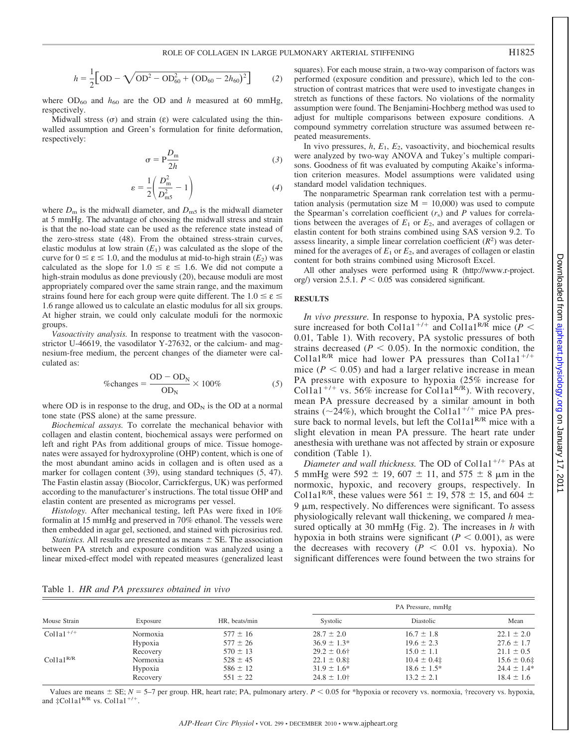$$h = \frac{1}{2}\Big[\mathrm{OD} - \sqrt{\mathrm{OD}^2 - \mathrm{OD}_{60}^2 + (\mathrm{OD}_{60} - 2h_{60})^2}\Big] \qquad (2)$$

where $OD_{60}$ and $h_{60}$ are the OD and $h$ measured at 60 mmHg, respectively.

Midwall stress ($\sigma$) and strain ($\varepsilon$) were calculated using the thin-walled assumption and Green's formulation for finite deformation, respectively:

$$\sigma = \mathrm{P}\frac{D_\mathrm{m}}{2h} \qquad (3)$$

$$\varepsilon = \frac{1}{2}\left(\frac{D_\mathrm{m}^2}{D_\mathrm{m5}^2} - 1\right) \qquad (4)$$

where $D_m$ is the midwall diameter, and $D_{m5}$ is the midwall diameter at 5 mmHg. The advantage of choosing the midwall stress and strain is that the no-load state can be used as the reference state instead of the zero-stress state (48). From the obtained stress-strain curves, elastic modulus at low strain ($E_1$) was calculated as the slope of the curve for $0 \leq \varepsilon \leq 1.0$, and the modulus at mid-to-high strain ($E_2$) was calculated as the slope for $1.0 \leq \varepsilon \leq 1.6$. We did not compute a high-strain modulus as done previously (20), because moduli are most appropriately compared over the same strain range, and the maximum strains found here for each group were quite different. The $1.0 \leq \varepsilon \leq 1.6$ range allowed us to calculate an elastic modulus for all six groups. At higher strain, we could only calculate moduli for the normoxic groups.

*Vasoactivity analysis.* In response to treatment with the vasoconstrictor U-46619, the vasodilator Y-27632, or the calcium- and magnesium-free medium, the percent changes of the diameter were calculated as:

$$\%\mathrm{changes} = \frac{\mathrm{OD} - \mathrm{OD}_\mathrm{N}}{\mathrm{OD}_\mathrm{N}} \times 100\% \qquad (5)$$

where OD is in response to the drug, and $OD_N$ is the OD at a normal tone state (PSS alone) at the same pressure.

*Biochemical assays.* To correlate the mechanical behavior with collagen and elastin content, biochemical assays were performed on left and right PAs from additional groups of mice. Tissue homogenates were assayed for hydroxyproline (OHP) content, which is one of the most abundant amino acids in collagen and is often used as a marker for collagen content (39), using standard techniques (5, 47). The Fastin elastin assay (Biocolor, Carrickfergus, UK) was performed according to the manufacturer's instructions. The total tissue OHP and elastin content are presented as micrograms per vessel.

*Histology.* After mechanical testing, left PAs were fixed in 10% formalin at 15 mmHg and preserved in 70% ethanol. The vessels were then embedded in agar gel, sectioned, and stained with picrosirius red.

*Statistics.* All results are presented as means ± SE. The association between PA stretch and exposure condition was analyzed using a linear mixed-effect model with repeated measures (generalized least squares). For each mouse strain, a two-way comparison of factors was performed (exposure condition and pressure), which led to the construction of contrast matrices that were used to investigate changes in stretch as functions of these factors. No violations of the normality assumption were found. The Benjamini-Hochberg method was used to adjust for multiple comparisons between exposure conditions. A compound symmetry correlation structure was assumed between repeated measurements.

In vivo pressures, $h$, $E_1$, $E_2$, vasoactivity, and biochemical results were analyzed by two-way ANOVA and Tukey's multiple comparisons. Goodness of fit was evaluated by computing Akaike's information criterion measures. Model assumptions were validated using standard model validation techniques.

The nonparametric Spearman rank correlation test with a permutation analysis (permutation size M = 10,000) was used to compute the Spearman's correlation coefficient ($r_s$) and $P$ values for correlations between the averages of $E_1$ or $E_2$, and averages of collagen or elastin content for both strains combined using SAS version 9.2. To assess linearity, a simple linear correlation coefficient ($R^2$) was determined for the averages of $E_1$ or $E_2$, and averages of collagen or elastin content for both strains combined using Microsoft Excel.

All other analyses were performed using R (http://www.r-project.org/) version 2.5.1. $P < 0.05$ was considered significant.

## RESULTS

*In vivo pressure.* In response to hypoxia, PA systolic pressure increased for both Col1a1$^{+/+}$ and Col1a1$^{R/R}$ mice ($P <$ 0.01, Table 1). With recovery, PA systolic pressures of both strains decreased ($P < 0.05$). In the normoxic condition, the Col1a1$^{R/R}$ mice had lower PA pressures than Col1a1$^{+/+}$ mice ($P < 0.05$) and had a larger relative increase in mean PA pressure with exposure to hypoxia (25% increase for Col1a1$^{+/+}$ vs. 56% increase for Col1a1$^{R/R}$). With recovery, mean PA pressure decreased by a similar amount in both strains (~24%), which brought the Col1a1$^{+/+}$ mice PA pressure back to normal levels, but left the Col1a1$^{R/R}$ mice with a slight elevation in mean PA pressure. The heart rate under anesthesia with urethane was not affected by strain or exposure condition (Table 1).

*Diameter and wall thickness.* The OD of Col1a1$^{+/+}$ PAs at 5 mmHg were 592 ± 19, 607 ± 11, and 575 ± 8 μm in the normoxic, hypoxic, and recovery groups, respectively. In Col1a1$^{R/R}$, these values were 561 ± 19, 578 ± 15, and 604 ± 9 μm, respectively. No differences were significant. To assess physiologically relevant wall thickening, we compared $h$ measured optically at 30 mmHg (Fig. 2). The increases in $h$ with hypoxia in both strains were significant ($P < 0.001$), as were the decreases with recovery ($P < 0.01$ vs. hypoxia). No significant differences were found between the two strains for

Table 1. *HR and PA pressures obtained in vivo*

| Mouse Strain | Exposure | HR, beats/min | PA Pressure, mmHg | | |
|---|---|---|---|---|---|
| | | | Systolic | Diastolic | Mean |
| Col1a1$^{+/+}$ | Normoxia | 577 ± 16 | 28.7 ± 2.0 | 16.7 ± 1.8 | 22.1 ± 2.0 |
| | Hypoxia | 577 ± 26 | 36.9 ± 1.3* | 19.6 ± 2.3 | 27.6 ± 1.7 |
| | Recovery | 570 ± 13 | 29.2 ± 0.6† | 15.0 ± 1.1 | 21.1 ± 0.5 |
| Col1a1$^{R/R}$ | Normoxia | 528 ± 45 | 22.1 ± 0.8‡ | 10.4 ± 0.4‡ | 15.6 ± 0.6‡ |
| | Hypoxia | 586 ± 12 | 31.9 ± 1.6* | 18.6 ± 1.5* | 24.4 ± 1.4* |
| | Recovery | 551 ± 22 | 24.8 ± 1.0† | 13.2 ± 2.1 | 18.4 ± 1.6 |

Values are means ± SE; $N$ = 5–7 per group. HR, heart rate; PA, pulmonary artery. $P < 0.05$ for *hypoxia or recovery vs. normoxia, †recovery vs. hypoxia, and ‡Col1a1$^{R/R}$ vs. Col1a1$^{+/+}$.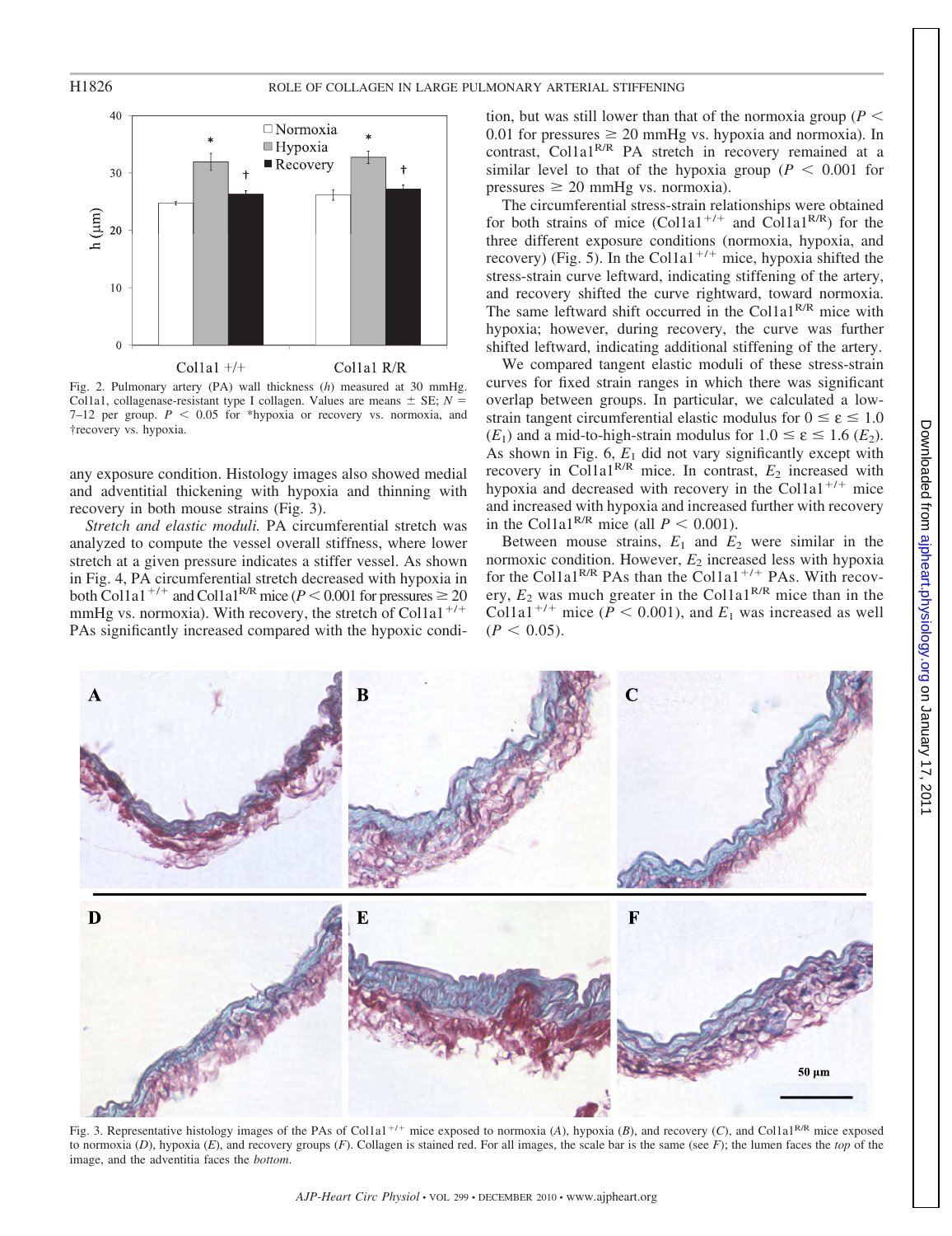Fig. 2. Pulmonary artery (PA) wall thickness ($h$) measured at 30 mmHg. Col1a1, collagenase-resistant type I collagen. Values are means ± SE; $N$ = 7–12 per group. $P$ < 0.05 for *hypoxia or recovery vs. normoxia, and †recovery vs. hypoxia.

any exposure condition. Histology images also showed medial and adventitial thickening with hypoxia and thinning with recovery in both mouse strains (Fig. 3).

*Stretch and elastic moduli.* PA circumferential stretch was analyzed to compute the vessel overall stiffness, where lower stretch at a given pressure indicates a stiffer vessel. As shown in Fig. 4, PA circumferential stretch decreased with hypoxia in both $Col1a1^{+/+}$ and $Col1a1^{R/R}$ mice ($P < 0.001$ for pressures ≥ 20 mmHg vs. normoxia). With recovery, the stretch of $Col1a1^{+/+}$ PAs significantly increased compared with the hypoxic condition, but was still lower than that of the normoxia group ($P < 0.01$ for pressures ≥ 20 mmHg vs. hypoxia and normoxia). In contrast, $Col1a1^{R/R}$ PA stretch in recovery remained at a similar level to that of the hypoxia group ($P < 0.001$ for pressures ≥ 20 mmHg vs. normoxia).

The circumferential stress-strain relationships were obtained for both strains of mice ($Col1a1^{+/+}$ and $Col1a1^{R/R}$) for the three different exposure conditions (normoxia, hypoxia, and recovery) (Fig. 5). In the $Col1a1^{+/+}$ mice, hypoxia shifted the stress-strain curve leftward, indicating stiffening of the artery, and recovery shifted the curve rightward, toward normoxia. The same leftward shift occurred in the $Col1a1^{R/R}$ mice with hypoxia; however, during recovery, the curve was further shifted leftward, indicating additional stiffening of the artery.

We compared tangent elastic moduli of these stress-strain curves for fixed strain ranges in which there was significant overlap between groups. In particular, we calculated a low-strain tangent circumferential elastic modulus for $0 \leq \varepsilon \leq 1.0$ ($E_1$) and a mid-to-high-strain modulus for $1.0 \leq \varepsilon \leq 1.6$ ($E_2$). As shown in Fig. 6, $E_1$ did not vary significantly except with recovery in $Col1a1^{R/R}$ mice. In contrast, $E_2$ increased with hypoxia and decreased with recovery in the $Col1a1^{+/+}$ mice and increased with hypoxia and increased further with recovery in the $Col1a1^{R/R}$ mice (all $P < 0.001$).

Between mouse strains, $E_1$ and $E_2$ were similar in the normoxic condition. However, $E_2$ increased less with hypoxia for the $Col1a1^{R/R}$ PAs than the $Col1a1^{+/+}$ PAs. With recovery, $E_2$ was much greater in the $Col1a1^{R/R}$ mice than in the $Col1a1^{+/+}$ mice ($P < 0.001$), and $E_1$ was increased as well ($P < 0.05$).

Fig. 3. Representative histology images of the PAs of $Col1a1^{+/+}$ mice exposed to normoxia (*A*), hypoxia (*B*), and recovery (*C*), and $Col1a1^{R/R}$ mice exposed to normoxia (*D*), hypoxia (*E*), and recovery groups (*F*). Collagen is stained red. For all images, the scale bar is the same (see *F*); the lumen faces the *top* of the image, and the adventitia faces the *bottom*.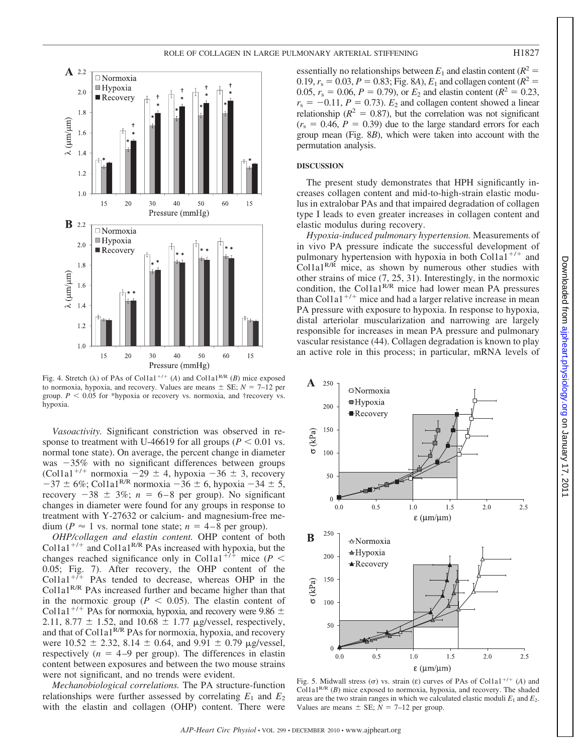Fig. 4. Stretch (λ) of PAs of Col1a1$^{+/+}$ (*A*) and Col1a1$^{R/R}$ (*B*) mice exposed to normoxia, hypoxia, and recovery. Values are means ± SE; $N$ = 7–12 per group. $P < 0.05$ for *hypoxia or recovery vs. normoxia, and †recovery vs. hypoxia.

*Vasoactivity.* Significant constriction was observed in response to treatment with U-46619 for all groups ($P < 0.01$ vs. normal tone state). On average, the percent change in diameter was −35% with no significant differences between groups (Col1a1$^{+/+}$ normoxia −29 ± 4, hypoxia −36 ± 3, recovery −37 ± 6%; Col1a1$^{R/R}$ normoxia −36 ± 6, hypoxia −34 ± 5, recovery −38 ± 3%; $n$ = 6–8 per group). No significant changes in diameter were found for any groups in response to treatment with Y-27632 or calcium- and magnesium-free medium ($P \approx 1$ vs. normal tone state; $n$ = 4–8 per group).

*OHP/collagen and elastin content.* OHP content of both Col1a1$^{+/+}$ and Col1a1$^{R/R}$ PAs increased with hypoxia, but the changes reached significance only in Col1a1$^{+/+}$ mice ($P < 0.05$; Fig. 7). After recovery, the OHP content of the Col1a1$^{+/+}$ PAs tended to decrease, whereas OHP in the Col1a1$^{R/R}$ PAs increased further and became higher than that in the normoxic group ($P < 0.05$). The elastin content of Col1a1$^{+/+}$ PAs for normoxia, hypoxia, and recovery were 9.86 ± 2.11, 8.77 ± 1.52, and 10.68 ± 1.77 μg/vessel, respectively, and that of Col1a1$^{R/R}$ PAs for normoxia, hypoxia, and recovery were 10.52 ± 2.32, 8.14 ± 0.64, and 9.91 ± 0.79 μg/vessel, respectively ($n$ = 4–9 per group). The differences in elastin content between exposures and between the two mouse strains were not significant, and no trends were evident.

*Mechanobiological correlations.* The PA structure-function relationships were further assessed by correlating $E_1$ and $E_2$ with the elastin and collagen (OHP) content. There were essentially no relationships between $E_1$ and elastin content ($R^2$ = 0.19, $r_s$ = 0.03, $P$ = 0.83; Fig. 8*A*), $E_1$ and collagen content ($R^2$ = 0.05, $r_s$ = 0.06, $P$ = 0.79), or $E_2$ and elastin content ($R^2$ = 0.23, $r_s$ = −0.11, $P$ = 0.73). $E_2$ and collagen content showed a linear relationship ($R^2$ = 0.87), but the correlation was not significant ($r_s$ = 0.46, $P$ = 0.39) due to the large standard errors for each group mean (Fig. 8*B*), which were taken into account with the permutation analysis.

## DISCUSSION

The present study demonstrates that HPH significantly increases collagen content and mid-to-high-strain elastic modulus in extralobar PAs and that impaired degradation of collagen type I leads to even greater increases in collagen content and elastic modulus during recovery.

*Hypoxia-induced pulmonary hypertension.* Measurements of in vivo PA pressure indicate the successful development of pulmonary hypertension with hypoxia in both Col1a1$^{+/+}$ and Col1a1$^{R/R}$ mice, as shown by numerous other studies with other strains of mice (7, 25, 31). Interestingly, in the normoxic condition, the Col1a1$^{R/R}$ mice had lower mean PA pressures than Col1a1$^{+/+}$ mice and had a larger relative increase in mean PA pressure with exposure to hypoxia. In response to hypoxia, distal arteriolar muscularization and narrowing are largely responsible for increases in mean PA pressure and pulmonary vascular resistance (44). Collagen degradation is known to play an active role in this process; in particular, mRNA levels of

Fig. 5. Midwall stress (σ) vs. strain (ε) curves of PAs of Col1a1$^{+/+}$ (*A*) and Col1a1$^{R/R}$ (*B*) mice exposed to normoxia, hypoxia, and recovery. The shaded areas are the two strain ranges in which we calculated elastic moduli $E_1$ and $E_2$. Values are means ± SE; $N$ = 7–12 per group.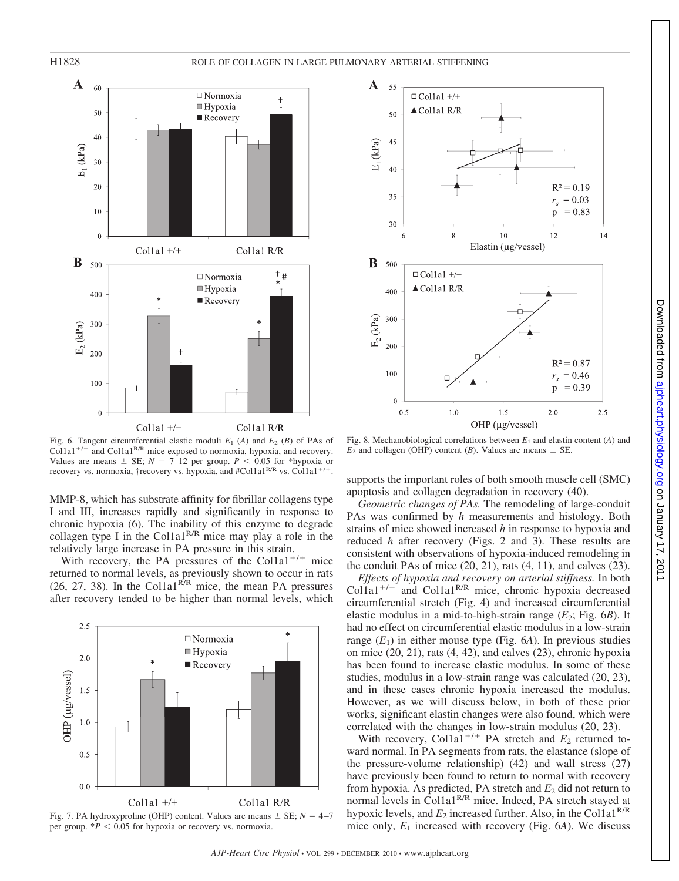Fig. 6. Tangent circumferential elastic moduli $E_1$ (*A*) and $E_2$ (*B*) of PAs of $Col1a1^{+/+}$ and $Col1a1^{R/R}$ mice exposed to normoxia, hypoxia, and recovery. Values are means ± SE; $N = 7–12$ per group. $P < 0.05$ for *hypoxia or recovery vs. normoxia, †recovery vs. hypoxia, and #$Col1a1^{R/R}$ vs. $Col1a1^{+/+}$.

MMP-8, which has substrate affinity for fibrillar collagens type I and III, increases rapidly and significantly in response to chronic hypoxia (6). The inability of this enzyme to degrade collagen type I in the $Col1a1^{R/R}$ mice may play a role in the relatively large increase in PA pressure in this strain.

With recovery, the PA pressures of the $Col1a1^{+/+}$ mice returned to normal levels, as previously shown to occur in rats (26, 27, 38). In the $Col1a1^{R/R}$ mice, the mean PA pressures after recovery tended to be higher than normal levels, which supports the important roles of both smooth muscle cell (SMC) apoptosis and collagen degradation in recovery (40).

Fig. 7. PA hydroxyproline (OHP) content. Values are means ± SE; $N = 4–7$ per group. *$P < 0.05$ for hypoxia or recovery vs. normoxia.

Fig. 8. Mechanobiological correlations between $E_1$ and elastin content (*A*) and $E_2$ and collagen (OHP) content (*B*). Values are means ± SE.

*Geometric changes of PAs.* The remodeling of large-conduit PAs was confirmed by *h* measurements and histology. Both strains of mice showed increased *h* in response to hypoxia and reduced *h* after recovery (Figs. 2 and 3). These results are consistent with observations of hypoxia-induced remodeling in the conduit PAs of mice (20, 21), rats (4, 11), and calves (23).

*Effects of hypoxia and recovery on arterial stiffness.* In both $Col1a1^{+/+}$ and $Col1a1^{R/R}$ mice, chronic hypoxia decreased circumferential stretch (Fig. 4) and increased circumferential elastic modulus in a mid-to-high-strain range ($E_2$; Fig. 6*B*). It had no effect on circumferential elastic modulus in a low-strain range ($E_1$) in either mouse type (Fig. 6*A*). In previous studies on mice (20, 21), rats (4, 42), and calves (23), chronic hypoxia has been found to increase elastic modulus. In some of these studies, modulus in a low-strain range was calculated (20, 23), and in these cases chronic hypoxia increased the modulus. However, as we will discuss below, in both of these prior works, significant elastin changes were also found, which were correlated with the changes in low-strain modulus (20, 23).

With recovery, $Col1a1^{+/+}$ PA stretch and $E_2$ returned toward normal. In PA segments from rats, the elastance (slope of the pressure-volume relationship) (42) and wall stress (27) have previously been found to return to normal with recovery from hypoxia. As predicted, PA stretch and $E_2$ did not return to normal levels in $Col1a1^{R/R}$ mice. Indeed, PA stretch stayed at hypoxic levels, and $E_2$ increased further. Also, in the $Col1a1^{R/R}$ mice only, $E_1$ increased with recovery (Fig. 6*A*). We discuss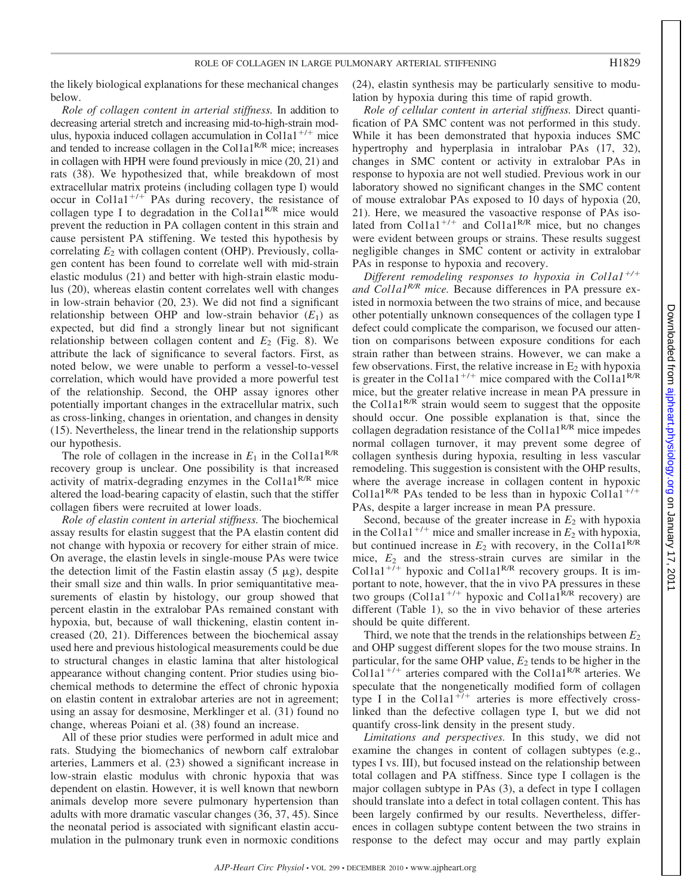the likely biological explanations for these mechanical changes below.

*Role of collagen content in arterial stiffness.* In addition to decreasing arterial stretch and increasing mid-to-high-strain modulus, hypoxia induced collagen accumulation in Col1a1$^{+/+}$ mice and tended to increase collagen in the Col1a1$^{R/R}$ mice; increases in collagen with HPH were found previously in mice (20, 21) and rats (38). We hypothesized that, while breakdown of most extracellular matrix proteins (including collagen type I) would occur in Col1a1$^{+/+}$ PAs during recovery, the resistance of collagen type I to degradation in the Col1a1$^{R/R}$ mice would prevent the reduction in PA collagen content in this strain and cause persistent PA stiffening. We tested this hypothesis by correlating $E_2$ with collagen content (OHP). Previously, collagen content has been found to correlate well with mid-strain elastic modulus (21) and better with high-strain elastic modulus (20), whereas elastin content correlates well with changes in low-strain behavior (20, 23). We did not find a significant relationship between OHP and low-strain behavior ($E_1$) as expected, but did find a strongly linear but not significant relationship between collagen content and $E_2$ (Fig. 8). We attribute the lack of significance to several factors. First, as noted below, we were unable to perform a vessel-to-vessel correlation, which would have provided a more powerful test of the relationship. Second, the OHP assay ignores other potentially important changes in the extracellular matrix, such as cross-linking, changes in orientation, and changes in density (15). Nevertheless, the linear trend in the relationship supports our hypothesis.

The role of collagen in the increase in $E_1$ in the Col1a1$^{R/R}$ recovery group is unclear. One possibility is that increased activity of matrix-degrading enzymes in the Col1a1$^{R/R}$ mice altered the load-bearing capacity of elastin, such that the stiffer collagen fibers were recruited at lower loads.

*Role of elastin content in arterial stiffness.* The biochemical assay results for elastin suggest that the PA elastin content did not change with hypoxia or recovery for either strain of mice. On average, the elastin levels in single-mouse PAs were twice the detection limit of the Fastin elastin assay (5 μg), despite their small size and thin walls. In prior semiquantitative measurements of elastin by histology, our group showed that percent elastin in the extralobar PAs remained constant with hypoxia, but, because of wall thickening, elastin content increased (20, 21). Differences between the biochemical assay used here and previous histological measurements could be due to structural changes in elastic lamina that alter histological appearance without changing content. Prior studies using biochemical methods to determine the effect of chronic hypoxia on elastin content in extralobar arteries are not in agreement; using an assay for desmosine, Merklinger et al. (31) found no change, whereas Poiani et al. (38) found an increase.

All of these prior studies were performed in adult mice and rats. Studying the biomechanics of newborn calf extralobar arteries, Lammers et al. (23) showed a significant increase in low-strain elastic modulus with chronic hypoxia that was dependent on elastin. However, it is well known that newborn animals develop more severe pulmonary hypertension than adults with more dramatic vascular changes (36, 37, 45). Since the neonatal period is associated with significant elastin accumulation in the pulmonary trunk even in normoxic conditions (24), elastin synthesis may be particularly sensitive to modulation by hypoxia during this time of rapid growth.

*Role of cellular content in arterial stiffness.* Direct quantification of PA SMC content was not performed in this study. While it has been demonstrated that hypoxia induces SMC hypertrophy and hyperplasia in intralobar PAs (17, 32), changes in SMC content or activity in extralobar PAs in response to hypoxia are not well studied. Previous work in our laboratory showed no significant changes in the SMC content of mouse extralobar PAs exposed to 10 days of hypoxia (20, 21). Here, we measured the vasoactive response of PAs isolated from Col1a1$^{+/+}$ and Col1a1$^{R/R}$ mice, but no changes were evident between groups or strains. These results suggest negligible changes in SMC content or activity in extralobar PAs in response to hypoxia and recovery.

*Different remodeling responses to hypoxia in Col1a1$^{+/+}$ and Col1a1$^{R/R}$ mice.* Because differences in PA pressure existed in normoxia between the two strains of mice, and because other potentially unknown consequences of the collagen type I defect could complicate the comparison, we focused our attention on comparisons between exposure conditions for each strain rather than between strains. However, we can make a few observations. First, the relative increase in $E_2$ with hypoxia is greater in the Col1a1$^{+/+}$ mice compared with the Col1a1$^{R/R}$ mice, but the greater relative increase in mean PA pressure in the Col1a1$^{R/R}$ strain would seem to suggest that the opposite should occur. One possible explanation is that, since the collagen degradation resistance of the Col1a1$^{R/R}$ mice impedes normal collagen turnover, it may prevent some degree of collagen synthesis during hypoxia, resulting in less vascular remodeling. This suggestion is consistent with the OHP results, where the average increase in collagen content in hypoxic Col1a1$^{R/R}$ PAs tended to be less than in hypoxic Col1a1$^{+/+}$ PAs, despite a larger increase in mean PA pressure.

Second, because of the greater increase in $E_2$ with hypoxia in the Col1a1$^{+/+}$ mice and smaller increase in $E_2$ with hypoxia, but continued increase in $E_2$ with recovery, in the Col1a1$^{R/R}$ mice, $E_2$ and the stress-strain curves are similar in the Col1a1$^{+/+}$ hypoxic and Col1a1$^{R/R}$ recovery groups. It is important to note, however, that the in vivo PA pressures in these two groups (Col1a1$^{+/+}$ hypoxic and Col1a1$^{R/R}$ recovery) are different (Table 1), so the in vivo behavior of these arteries should be quite different.

Third, we note that the trends in the relationships between $E_2$ and OHP suggest different slopes for the two mouse strains. In particular, for the same OHP value, $E_2$ tends to be higher in the Col1a1$^{+/+}$ arteries compared with the Col1a1$^{R/R}$ arteries. We speculate that the nongenetically modified form of collagen type I in the Col1a1$^{+/+}$ arteries is more effectively cross-linked than the defective collagen type I, but we did not quantify cross-link density in the present study.

*Limitations and perspectives.* In this study, we did not examine the changes in content of collagen subtypes (e.g., types I vs. III), but focused instead on the relationship between total collagen and PA stiffness. Since type I collagen is the major collagen subtype in PAs (3), a defect in type I collagen should translate into a defect in total collagen content. This has been largely confirmed by our results. Nevertheless, differences in collagen subtype content between the two strains in response to the defect may occur and may partly explain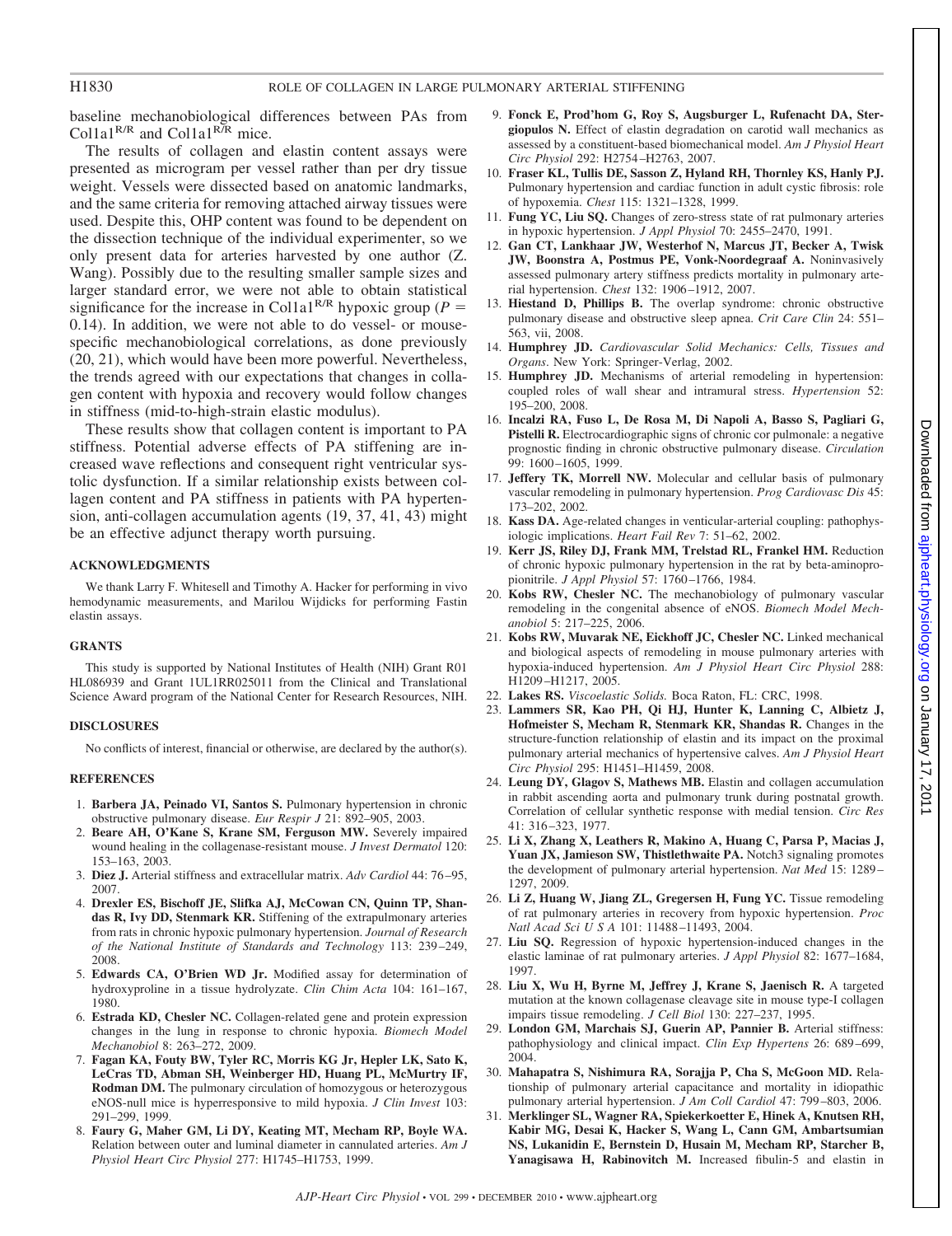baseline mechanobiological differences between PAs from $Col1a1^{R/R}$ and $Col1a1^{R/R}$ mice.

The results of collagen and elastin content assays were presented as microgram per vessel rather than per dry tissue weight. Vessels were dissected based on anatomic landmarks, and the same criteria for removing attached airway tissues were used. Despite this, OHP content was found to be dependent on the dissection technique of the individual experimenter, so we only present data for arteries harvested by one author (Z. Wang). Possibly due to the resulting smaller sample sizes and larger standard error, we were not able to obtain statistical significance for the increase in $Col1a1^{R/R}$ hypoxic group ($P = 0.14$). In addition, we were not able to do vessel- or mouse-specific mechanobiological correlations, as done previously (20, 21), which would have been more powerful. Nevertheless, the trends agreed with our expectations that changes in collagen content with hypoxia and recovery would follow changes in stiffness (mid-to-high-strain elastic modulus).

These results show that collagen content is important to PA stiffness. Potential adverse effects of PA stiffening are increased wave reflections and consequent right ventricular systolic dysfunction. If a similar relationship exists between collagen content and PA stiffness in patients with PA hypertension, anti-collagen accumulation agents (19, 37, 41, 43) might be an effective adjunct therapy worth pursuing.

## ACKNOWLEDGMENTS

We thank Larry F. Whitesell and Timothy A. Hacker for performing in vivo hemodynamic measurements, and Marilou Wijdicks for performing Fastin elastin assays.

## GRANTS

This study is supported by National Institutes of Health (NIH) Grant R01 HL086939 and Grant 1UL1RR025011 from the Clinical and Translational Science Award program of the National Center for Research Resources, NIH.

## DISCLOSURES

No conflicts of interest, financial or otherwise, are declared by the author(s).

## REFERENCES

1. **Barbera JA, Peinado VI, Santos S.** Pulmonary hypertension in chronic obstructive pulmonary disease. *Eur Respir J* 21: 892–905, 2003.
2. **Beare AH, O'Kane S, Krane SM, Ferguson MW.** Severely impaired wound healing in the collagenase-resistant mouse. *J Invest Dermatol* 120: 153–163, 2003.
3. **Diez J.** Arterial stiffness and extracellular matrix. *Adv Cardiol* 44: 76–95, 2007.
4. **Drexler ES, Bischoff JE, Slifka AJ, McCowan CN, Quinn TP, Shandas R, Ivy DD, Stenmark KR.** Stiffening of the extrapulmonary arteries from rats in chronic hypoxic pulmonary hypertension. *Journal of Research of the National Institute of Standards and Technology* 113: 239–249, 2008.
5. **Edwards CA, O'Brien WD Jr.** Modified assay for determination of hydroxyproline in a tissue hydrolyzate. *Clin Chim Acta* 104: 161–167, 1980.
6. **Estrada KD, Chesler NC.** Collagen-related gene and protein expression changes in the lung in response to chronic hypoxia. *Biomech Model Mechanobiol* 8: 263–272, 2009.
7. **Fagan KA, Fouty BW, Tyler RC, Morris KG Jr, Hepler LK, Sato K, LeCras TD, Abman SH, Weinberger HD, Huang PL, McMurtry IF, Rodman DM.** The pulmonary circulation of homozygous or heterozygous eNOS-null mice is hyperresponsive to mild hypoxia. *J Clin Invest* 103: 291–299, 1999.
8. **Faury G, Maher GM, Li DY, Keating MT, Mecham RP, Boyle WA.** Relation between outer and luminal diameter in cannulated arteries. *Am J Physiol Heart Circ Physiol* 277: H1745–H1753, 1999.
9. **Fonck E, Prod'hom G, Roy S, Augsburger L, Rufenacht DA, Stergiopulos N.** Effect of elastin degradation on carotid wall mechanics as assessed by a constituent-based biomechanical model. *Am J Physiol Heart Circ Physiol* 292: H2754–H2763, 2007.
10. **Fraser KL, Tullis DE, Sasson Z, Hyland RH, Thornley KS, Hanly PJ.** Pulmonary hypertension and cardiac function in adult cystic fibrosis: role of hypoxemia. *Chest* 115: 1321–1328, 1999.
11. **Fung YC, Liu SQ.** Changes of zero-stress state of rat pulmonary arteries in hypoxic hypertension. *J Appl Physiol* 70: 2455–2470, 1991.
12. **Gan CT, Lankhaar JW, Westerhof N, Marcus JT, Becker A, Twisk JW, Boonstra A, Postmus PE, Vonk-Noordegraaf A.** Noninvasively assessed pulmonary artery stiffness predicts mortality in pulmonary arterial hypertension. *Chest* 132: 1906–1912, 2007.
13. **Hiestand D, Phillips B.** The overlap syndrome: chronic obstructive pulmonary disease and obstructive sleep apnea. *Crit Care Clin* 24: 551–563, vii, 2008.
14. **Humphrey JD.** *Cardiovascular Solid Mechanics: Cells, Tissues and Organs*. New York: Springer-Verlag, 2002.
15. **Humphrey JD.** Mechanisms of arterial remodeling in hypertension: coupled roles of wall shear and intramural stress. *Hypertension* 52: 195–200, 2008.
16. **Incalzi RA, Fuso L, De Rosa M, Di Napoli A, Basso S, Pagliari G, Pistelli R.** Electrocardiographic signs of chronic cor pulmonale: a negative prognostic finding in chronic obstructive pulmonary disease. *Circulation* 99: 1600–1605, 1999.
17. **Jeffery TK, Morrell NW.** Molecular and cellular basis of pulmonary vascular remodeling in pulmonary hypertension. *Prog Cardiovasc Dis* 45: 173–202, 2002.
18. **Kass DA.** Age-related changes in venticular-arterial coupling: pathophysiologic implications. *Heart Fail Rev* 7: 51–62, 2002.
19. **Kerr JS, Riley DJ, Frank MM, Trelstad RL, Frankel HM.** Reduction of chronic hypoxic pulmonary hypertension in the rat by beta-aminopropionitrile. *J Appl Physiol* 57: 1760–1766, 1984.
20. **Kobs RW, Chesler NC.** The mechanobiology of pulmonary vascular remodeling in the congenital absence of eNOS. *Biomech Model Mechanobiol* 5: 217–225, 2006.
21. **Kobs RW, Muvarak NE, Eickhoff JC, Chesler NC.** Linked mechanical and biological aspects of remodeling in mouse pulmonary arteries with hypoxia-induced hypertension. *Am J Physiol Heart Circ Physiol* 288: H1209–H1217, 2005.
22. **Lakes RS.** *Viscoelastic Solids.* Boca Raton, FL: CRC, 1998.
23. **Lammers SR, Kao PH, Qi HJ, Hunter K, Lanning C, Albietz J, Hofmeister S, Mecham R, Stenmark KR, Shandas R.** Changes in the structure-function relationship of elastin and its impact on the proximal pulmonary arterial mechanics of hypertensive calves. *Am J Physiol Heart Circ Physiol* 295: H1451–H1459, 2008.
24. **Leung DY, Glagov S, Mathews MB.** Elastin and collagen accumulation in rabbit ascending aorta and pulmonary trunk during postnatal growth. Correlation of cellular synthetic response with medial tension. *Circ Res* 41: 316–323, 1977.
25. **Li X, Zhang X, Leathers R, Makino A, Huang C, Parsa P, Macias J, Yuan JX, Jamieson SW, Thistlethwaite PA.** Notch3 signaling promotes the development of pulmonary arterial hypertension. *Nat Med* 15: 1289–1297, 2009.
26. **Li Z, Huang W, Jiang ZL, Gregersen H, Fung YC.** Tissue remodeling of rat pulmonary arteries in recovery from hypoxic hypertension. *Proc Natl Acad Sci U S A* 101: 11488–11493, 2004.
27. **Liu SQ.** Regression of hypoxic hypertension-induced changes in the elastic laminae of rat pulmonary arteries. *J Appl Physiol* 82: 1677–1684, 1997.
28. **Liu X, Wu H, Byrne M, Jeffrey J, Krane S, Jaenisch R.** A targeted mutation at the known collagenase cleavage site in mouse type-I collagen impairs tissue remodeling. *J Cell Biol* 130: 227–237, 1995.
29. **London GM, Marchais SJ, Guerin AP, Pannier B.** Arterial stiffness: pathophysiology and clinical impact. *Clin Exp Hypertens* 26: 689–699, 2004.
30. **Mahapatra S, Nishimura RA, Sorajja P, Cha S, McGoon MD.** Relationship of pulmonary arterial capacitance and mortality in idiopathic pulmonary arterial hypertension. *J Am Coll Cardiol* 47: 799–803, 2006.
31. **Merklinger SL, Wagner RA, Spiekerkoetter E, Hinek A, Knutsen RH, Kabir MG, Desai K, Hacker S, Wang L, Cann GM, Ambartsumian NS, Lukanidin E, Bernstein D, Husain M, Mecham RP, Starcher B, Yanagisawa H, Rabinovitch M.** Increased fibulin-5 and elastin in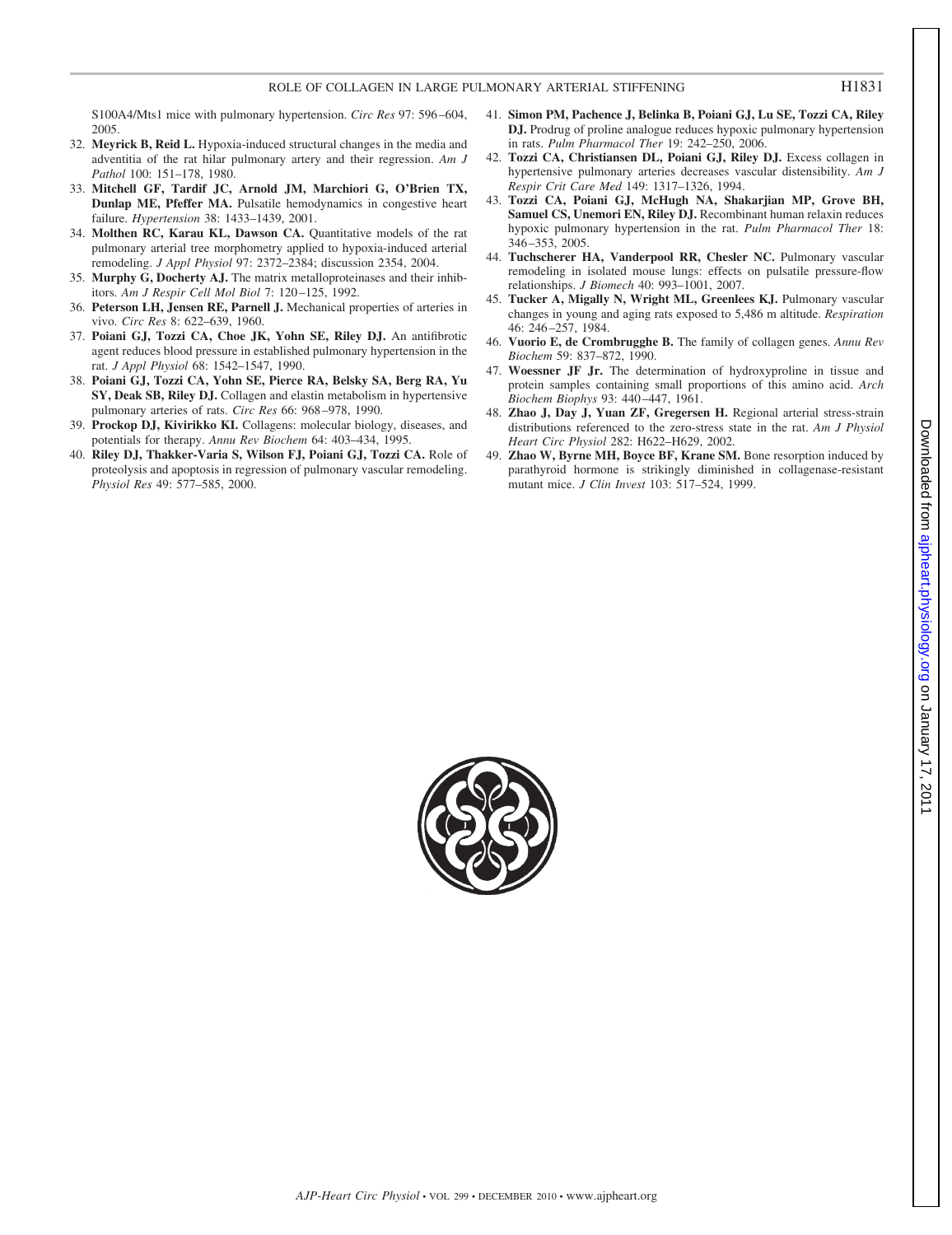S100A4/Mts1 mice with pulmonary hypertension. *Circ Res* 97: 596–604, 2005.

32. **Meyrick B, Reid L.** Hypoxia-induced structural changes in the media and adventitia of the rat hilar pulmonary artery and their regression. *Am J Pathol* 100: 151–178, 1980.
33. **Mitchell GF, Tardif JC, Arnold JM, Marchiori G, O'Brien TX, Dunlap ME, Pfeffer MA.** Pulsatile hemodynamics in congestive heart failure. *Hypertension* 38: 1433–1439, 2001.
34. **Molthen RC, Karau KL, Dawson CA.** Quantitative models of the rat pulmonary arterial tree morphometry applied to hypoxia-induced arterial remodeling. *J Appl Physiol* 97: 2372–2384; discussion 2354, 2004.
35. **Murphy G, Docherty AJ.** The matrix metalloproteinases and their inhibitors. *Am J Respir Cell Mol Biol* 7: 120–125, 1992.
36. **Peterson LH, Jensen RE, Parnell J.** Mechanical properties of arteries in vivo. *Circ Res* 8: 622–639, 1960.
37. **Poiani GJ, Tozzi CA, Choe JK, Yohn SE, Riley DJ.** An antifibrotic agent reduces blood pressure in established pulmonary hypertension in the rat. *J Appl Physiol* 68: 1542–1547, 1990.
38. **Poiani GJ, Tozzi CA, Yohn SE, Pierce RA, Belsky SA, Berg RA, Yu SY, Deak SB, Riley DJ.** Collagen and elastin metabolism in hypertensive pulmonary arteries of rats. *Circ Res* 66: 968–978, 1990.
39. **Prockop DJ, Kivirikko KI.** Collagens: molecular biology, diseases, and potentials for therapy. *Annu Rev Biochem* 64: 403–434, 1995.
40. **Riley DJ, Thakker-Varia S, Wilson FJ, Poiani GJ, Tozzi CA.** Role of proteolysis and apoptosis in regression of pulmonary vascular remodeling. *Physiol Res* 49: 577–585, 2000.
41. **Simon PM, Pachence J, Belinka B, Poiani GJ, Lu SE, Tozzi CA, Riley DJ.** Prodrug of proline analogue reduces hypoxic pulmonary hypertension in rats. *Pulm Pharmacol Ther* 19: 242–250, 2006.
42. **Tozzi CA, Christiansen DL, Poiani GJ, Riley DJ.** Excess collagen in hypertensive pulmonary arteries decreases vascular distensibility. *Am J Respir Crit Care Med* 149: 1317–1326, 1994.
43. **Tozzi CA, Poiani GJ, McHugh NA, Shakarjian MP, Grove BH, Samuel CS, Unemori EN, Riley DJ.** Recombinant human relaxin reduces hypoxic pulmonary hypertension in the rat. *Pulm Pharmacol Ther* 18: 346–353, 2005.
44. **Tuchscherer HA, Vanderpool RR, Chesler NC.** Pulmonary vascular remodeling in isolated mouse lungs: effects on pulsatile pressure-flow relationships. *J Biomech* 40: 993–1001, 2007.
45. **Tucker A, Migally N, Wright ML, Greenlees KJ.** Pulmonary vascular changes in young and aging rats exposed to 5,486 m altitude. *Respiration* 46: 246–257, 1984.
46. **Vuorio E, de Crombrugghe B.** The family of collagen genes. *Annu Rev Biochem* 59: 837–872, 1990.
47. **Woessner JF Jr.** The determination of hydroxyproline in tissue and protein samples containing small proportions of this amino acid. *Arch Biochem Biophys* 93: 440–447, 1961.
48. **Zhao J, Day J, Yuan ZF, Gregersen H.** Regional arterial stress-strain distributions referenced to the zero-stress state in the rat. *Am J Physiol Heart Circ Physiol* 282: H622–H629, 2002.
49. **Zhao W, Byrne MH, Boyce BF, Krane SM.** Bone resorption induced by parathyroid hormone is strikingly diminished in collagenase-resistant mutant mice. *J Clin Invest* 103: 517–524, 1999.